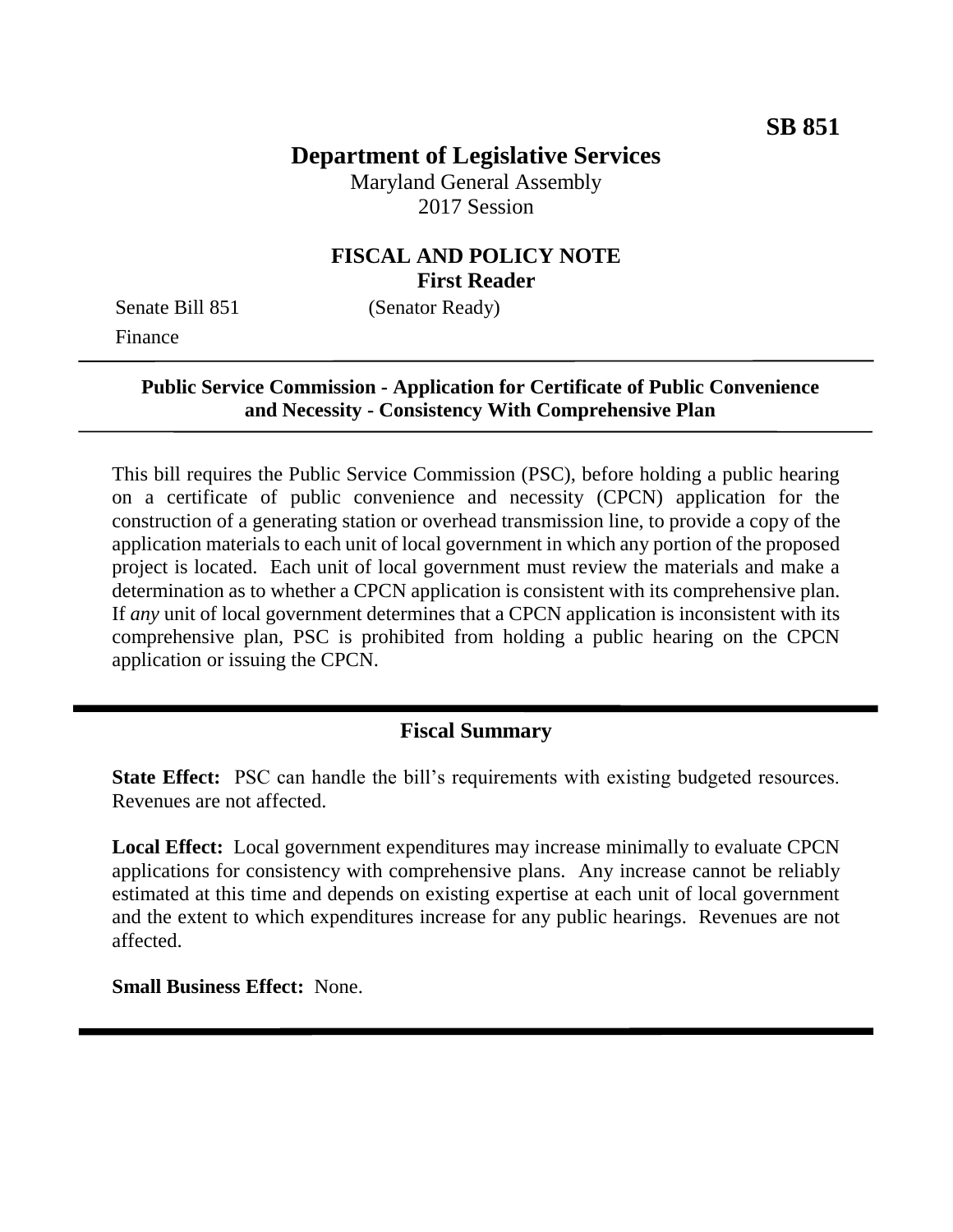**SB 851**

# Department of Legislative Services

Maryland General Assembly
2017 Session

## FISCAL AND POLICY NOTE
**First Reader**

Senate Bill 851 (Senator Ready)
Finance

**Public Service Commission - Application for Certificate of Public Convenience and Necessity - Consistency With Comprehensive Plan**

This bill requires the Public Service Commission (PSC), before holding a public hearing on a certificate of public convenience and necessity (CPCN) application for the construction of a generating station or overhead transmission line, to provide a copy of the application materials to each unit of local government in which any portion of the proposed project is located. Each unit of local government must review the materials and make a determination as to whether a CPCN application is consistent with its comprehensive plan. If *any* unit of local government determines that a CPCN application is inconsistent with its comprehensive plan, PSC is prohibited from holding a public hearing on the CPCN application or issuing the CPCN.

## Fiscal Summary

**State Effect:** PSC can handle the bill's requirements with existing budgeted resources. Revenues are not affected.

**Local Effect:** Local government expenditures may increase minimally to evaluate CPCN applications for consistency with comprehensive plans. Any increase cannot be reliably estimated at this time and depends on existing expertise at each unit of local government and the extent to which expenditures increase for any public hearings. Revenues are not affected.

**Small Business Effect:** None.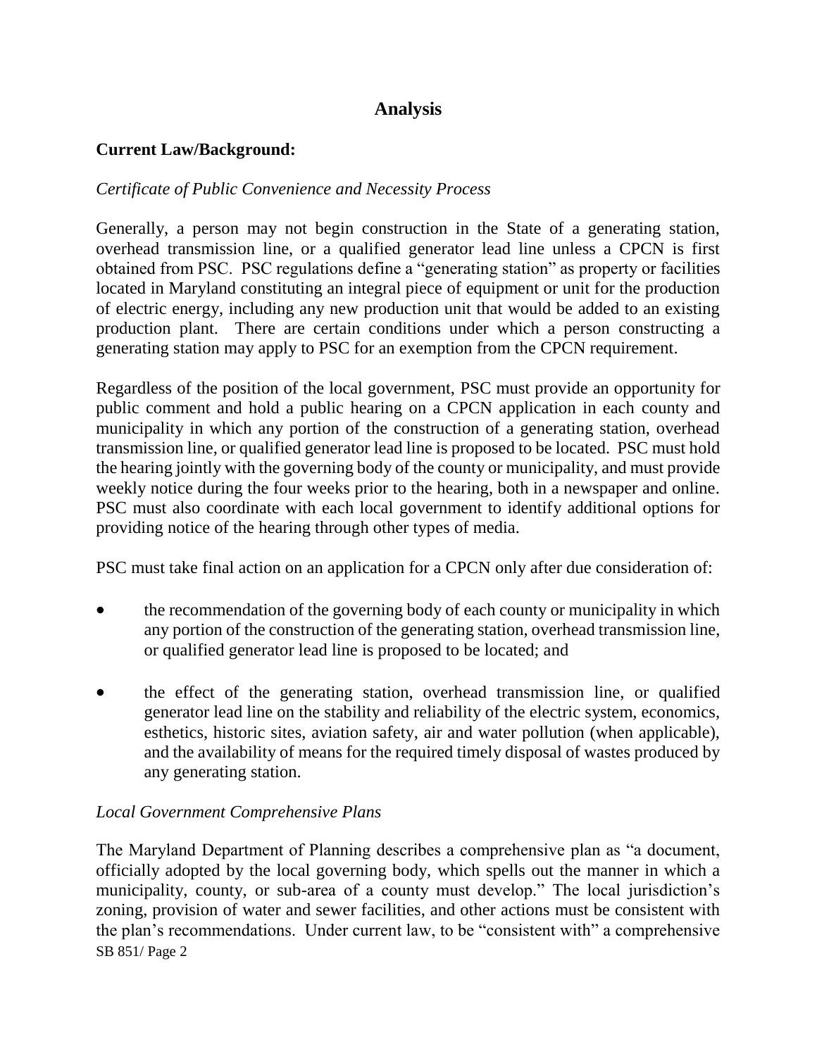## Analysis

**Current Law/Background:**

*Certificate of Public Convenience and Necessity Process*

Generally, a person may not begin construction in the State of a generating station, overhead transmission line, or a qualified generator lead line unless a CPCN is first obtained from PSC. PSC regulations define a "generating station" as property or facilities located in Maryland constituting an integral piece of equipment or unit for the production of electric energy, including any new production unit that would be added to an existing production plant. There are certain conditions under which a person constructing a generating station may apply to PSC for an exemption from the CPCN requirement.

Regardless of the position of the local government, PSC must provide an opportunity for public comment and hold a public hearing on a CPCN application in each county and municipality in which any portion of the construction of a generating station, overhead transmission line, or qualified generator lead line is proposed to be located. PSC must hold the hearing jointly with the governing body of the county or municipality, and must provide weekly notice during the four weeks prior to the hearing, both in a newspaper and online. PSC must also coordinate with each local government to identify additional options for providing notice of the hearing through other types of media.

PSC must take final action on an application for a CPCN only after due consideration of:

- the recommendation of the governing body of each county or municipality in which any portion of the construction of the generating station, overhead transmission line, or qualified generator lead line is proposed to be located; and
- the effect of the generating station, overhead transmission line, or qualified generator lead line on the stability and reliability of the electric system, economics, esthetics, historic sites, aviation safety, air and water pollution (when applicable), and the availability of means for the required timely disposal of wastes produced by any generating station.

*Local Government Comprehensive Plans*

The Maryland Department of Planning describes a comprehensive plan as "a document, officially adopted by the local governing body, which spells out the manner in which a municipality, county, or sub-area of a county must develop." The local jurisdiction's zoning, provision of water and sewer facilities, and other actions must be consistent with the plan's recommendations. Under current law, to be "consistent with" a comprehensive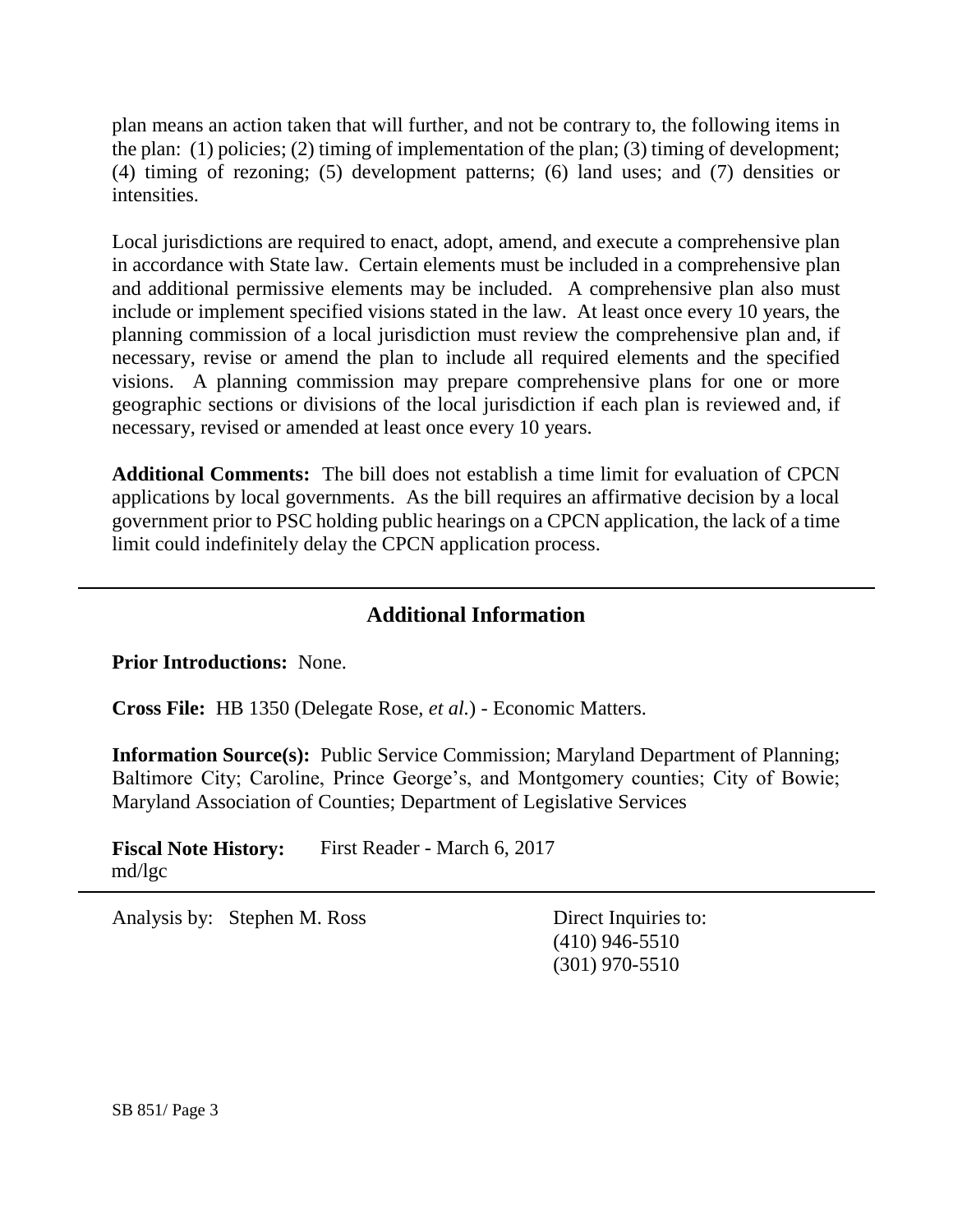plan means an action taken that will further, and not be contrary to, the following items in the plan: (1) policies; (2) timing of implementation of the plan; (3) timing of development; (4) timing of rezoning; (5) development patterns; (6) land uses; and (7) densities or intensities.

Local jurisdictions are required to enact, adopt, amend, and execute a comprehensive plan in accordance with State law. Certain elements must be included in a comprehensive plan and additional permissive elements may be included. A comprehensive plan also must include or implement specified visions stated in the law. At least once every 10 years, the planning commission of a local jurisdiction must review the comprehensive plan and, if necessary, revise or amend the plan to include all required elements and the specified visions. A planning commission may prepare comprehensive plans for one or more geographic sections or divisions of the local jurisdiction if each plan is reviewed and, if necessary, revised or amended at least once every 10 years.

**Additional Comments:** The bill does not establish a time limit for evaluation of CPCN applications by local governments. As the bill requires an affirmative decision by a local government prior to PSC holding public hearings on a CPCN application, the lack of a time limit could indefinitely delay the CPCN application process.

## Additional Information

**Prior Introductions:** None.

**Cross File:** HB 1350 (Delegate Rose, *et al.*) - Economic Matters.

**Information Source(s):** Public Service Commission; Maryland Department of Planning; Baltimore City; Caroline, Prince George's, and Montgomery counties; City of Bowie; Maryland Association of Counties; Department of Legislative Services

**Fiscal Note History:** First Reader - March 6, 2017
md/lgc

Analysis by: Stephen M. Ross

Direct Inquiries to:
(410) 946-5510
(301) 970-5510